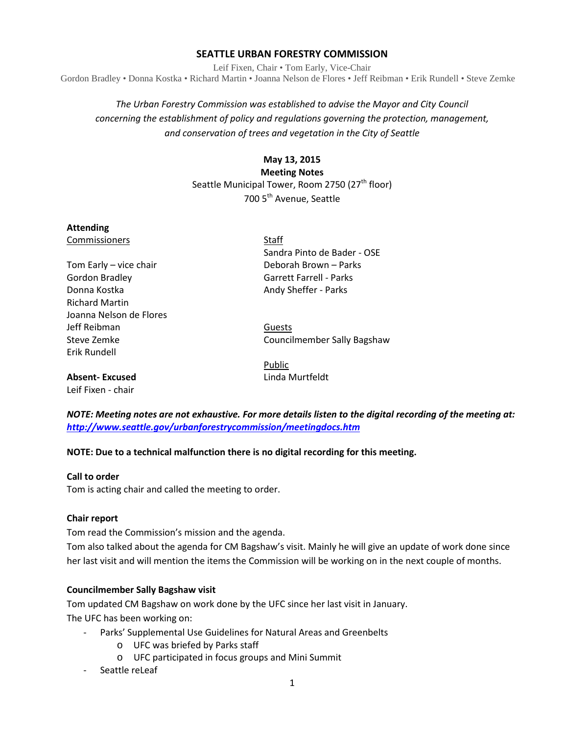# SEATTLE URBAN FORESTRY COMMISSION

Leif Fixen, Chair • Tom Early, Vice-Chair
Gordon Bradley • Donna Kostka • Richard Martin • Joanna Nelson de Flores • Jeff Reibman • Erik Rundell • Steve Zemke

*The Urban Forestry Commission was established to advise the Mayor and City Council concerning the establishment of policy and regulations governing the protection, management, and conservation of trees and vegetation in the City of Seattle*

**May 13, 2015**
**Meeting Notes**
Seattle Municipal Tower, Room 2750 (27th floor)
700 5th Avenue, Seattle

**Attending**

Commissioners

Tom Early – vice chair
Gordon Bradley
Donna Kostka
Richard Martin
Joanna Nelson de Flores
Jeff Reibman
Steve Zemke
Erik Rundell

**Absent- Excused**
Leif Fixen - chair

Staff
Sandra Pinto de Bader - OSE
Deborah Brown – Parks
Garrett Farrell - Parks
Andy Sheffer - Parks

Guests
Councilmember Sally Bagshaw

Public
Linda Murtfeldt

***NOTE: Meeting notes are not exhaustive. For more details listen to the digital recording of the meeting at: http://www.seattle.gov/urbanforestrycommission/meetingdocs.htm***

**NOTE: Due to a technical malfunction there is no digital recording for this meeting.**

**Call to order**
Tom is acting chair and called the meeting to order.

**Chair report**
Tom read the Commission's mission and the agenda.
Tom also talked about the agenda for CM Bagshaw's visit. Mainly he will give an update of work done since her last visit and will mention the items the Commission will be working on in the next couple of months.

**Councilmember Sally Bagshaw visit**
Tom updated CM Bagshaw on work done by the UFC since her last visit in January.
The UFC has been working on:

- Parks' Supplemental Use Guidelines for Natural Areas and Greenbelts
  - UFC was briefed by Parks staff
  - UFC participated in focus groups and Mini Summit
- Seattle reLeaf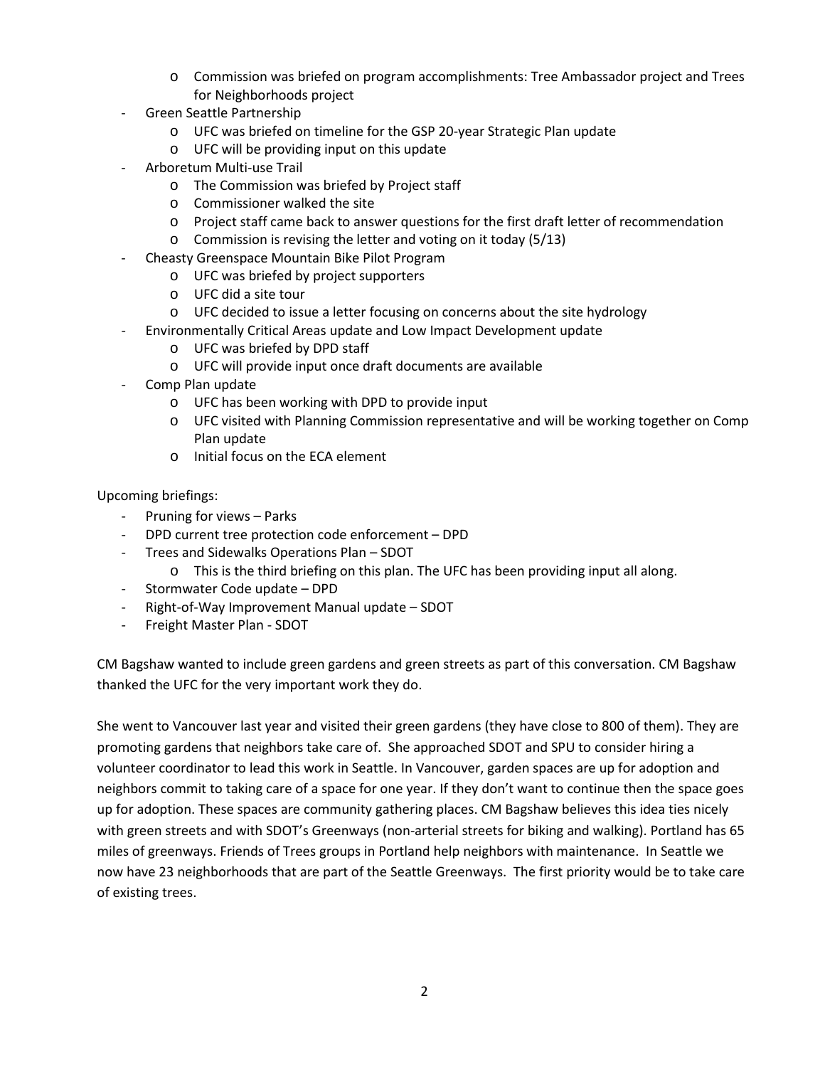- Commission was briefed on program accomplishments: Tree Ambassador project and Trees for Neighborhoods project
- Green Seattle Partnership
  - UFC was briefed on timeline for the GSP 20-year Strategic Plan update
  - UFC will be providing input on this update
- Arboretum Multi-use Trail
  - The Commission was briefed by Project staff
  - Commissioner walked the site
  - Project staff came back to answer questions for the first draft letter of recommendation
  - Commission is revising the letter and voting on it today (5/13)
- Cheasty Greenspace Mountain Bike Pilot Program
  - UFC was briefed by project supporters
  - UFC did a site tour
  - UFC decided to issue a letter focusing on concerns about the site hydrology
- Environmentally Critical Areas update and Low Impact Development update
  - UFC was briefed by DPD staff
  - UFC will provide input once draft documents are available
- Comp Plan update
  - UFC has been working with DPD to provide input
  - UFC visited with Planning Commission representative and will be working together on Comp Plan update
  - Initial focus on the ECA element

Upcoming briefings:

- Pruning for views – Parks
- DPD current tree protection code enforcement – DPD
- Trees and Sidewalks Operations Plan – SDOT
  - This is the third briefing on this plan. The UFC has been providing input all along.
- Stormwater Code update – DPD
- Right-of-Way Improvement Manual update – SDOT
- Freight Master Plan - SDOT

CM Bagshaw wanted to include green gardens and green streets as part of this conversation. CM Bagshaw thanked the UFC for the very important work they do.

She went to Vancouver last year and visited their green gardens (they have close to 800 of them). They are promoting gardens that neighbors take care of. She approached SDOT and SPU to consider hiring a volunteer coordinator to lead this work in Seattle. In Vancouver, garden spaces are up for adoption and neighbors commit to taking care of a space for one year. If they don't want to continue then the space goes up for adoption. These spaces are community gathering places. CM Bagshaw believes this idea ties nicely with green streets and with SDOT's Greenways (non-arterial streets for biking and walking). Portland has 65 miles of greenways. Friends of Trees groups in Portland help neighbors with maintenance. In Seattle we now have 23 neighborhoods that are part of the Seattle Greenways. The first priority would be to take care of existing trees.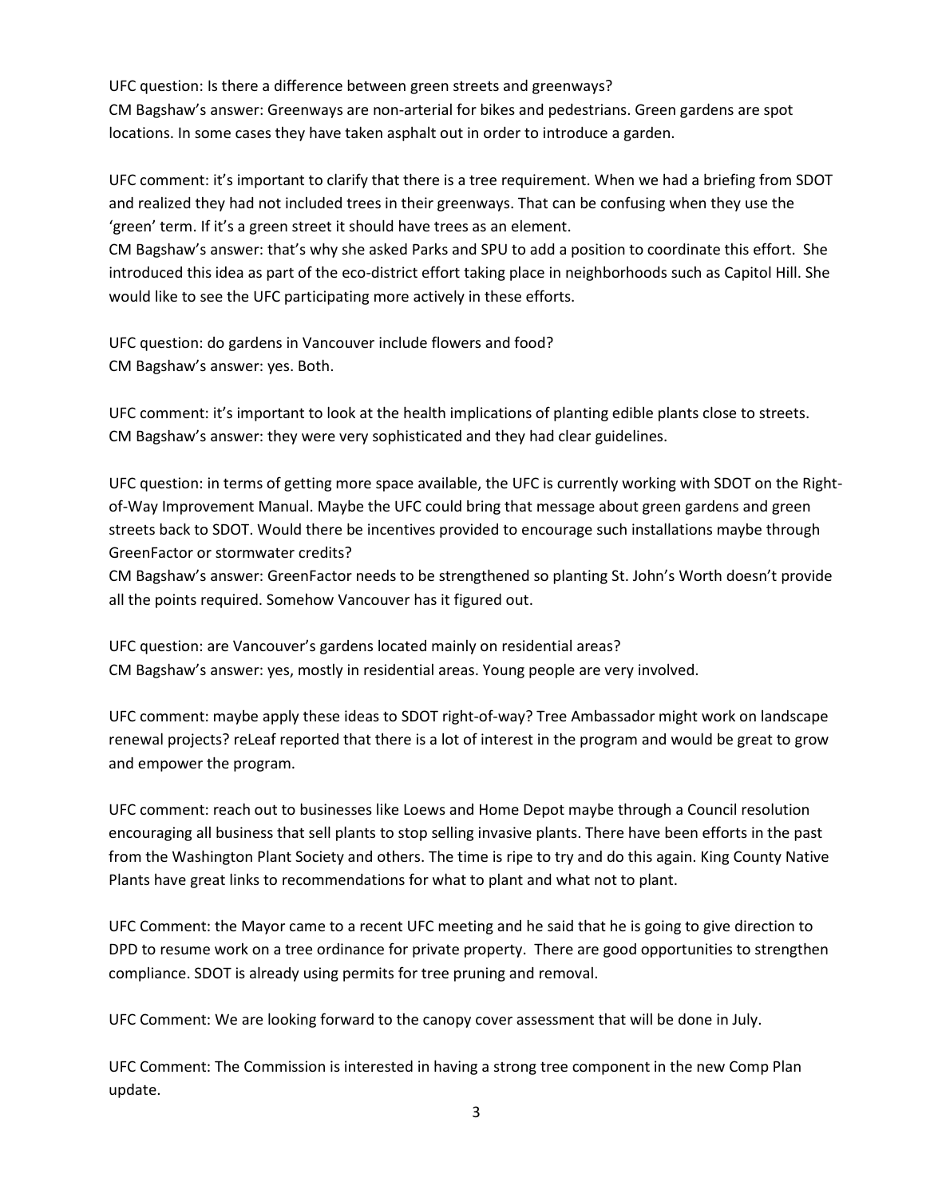UFC question: Is there a difference between green streets and greenways?
CM Bagshaw's answer: Greenways are non-arterial for bikes and pedestrians. Green gardens are spot locations. In some cases they have taken asphalt out in order to introduce a garden.

UFC comment: it's important to clarify that there is a tree requirement. When we had a briefing from SDOT and realized they had not included trees in their greenways. That can be confusing when they use the 'green' term. If it's a green street it should have trees as an element.
CM Bagshaw's answer: that's why she asked Parks and SPU to add a position to coordinate this effort. She introduced this idea as part of the eco-district effort taking place in neighborhoods such as Capitol Hill. She would like to see the UFC participating more actively in these efforts.

UFC question: do gardens in Vancouver include flowers and food?
CM Bagshaw's answer: yes. Both.

UFC comment: it's important to look at the health implications of planting edible plants close to streets.
CM Bagshaw's answer: they were very sophisticated and they had clear guidelines.

UFC question: in terms of getting more space available, the UFC is currently working with SDOT on the Right-of-Way Improvement Manual. Maybe the UFC could bring that message about green gardens and green streets back to SDOT. Would there be incentives provided to encourage such installations maybe through GreenFactor or stormwater credits?
CM Bagshaw's answer: GreenFactor needs to be strengthened so planting St. John's Worth doesn't provide all the points required. Somehow Vancouver has it figured out.

UFC question: are Vancouver's gardens located mainly on residential areas?
CM Bagshaw's answer: yes, mostly in residential areas. Young people are very involved.

UFC comment: maybe apply these ideas to SDOT right-of-way? Tree Ambassador might work on landscape renewal projects? reLeaf reported that there is a lot of interest in the program and would be great to grow and empower the program.

UFC comment: reach out to businesses like Loews and Home Depot maybe through a Council resolution encouraging all business that sell plants to stop selling invasive plants. There have been efforts in the past from the Washington Plant Society and others. The time is ripe to try and do this again. King County Native Plants have great links to recommendations for what to plant and what not to plant.

UFC Comment: the Mayor came to a recent UFC meeting and he said that he is going to give direction to DPD to resume work on a tree ordinance for private property. There are good opportunities to strengthen compliance. SDOT is already using permits for tree pruning and removal.

UFC Comment: We are looking forward to the canopy cover assessment that will be done in July.

UFC Comment: The Commission is interested in having a strong tree component in the new Comp Plan update.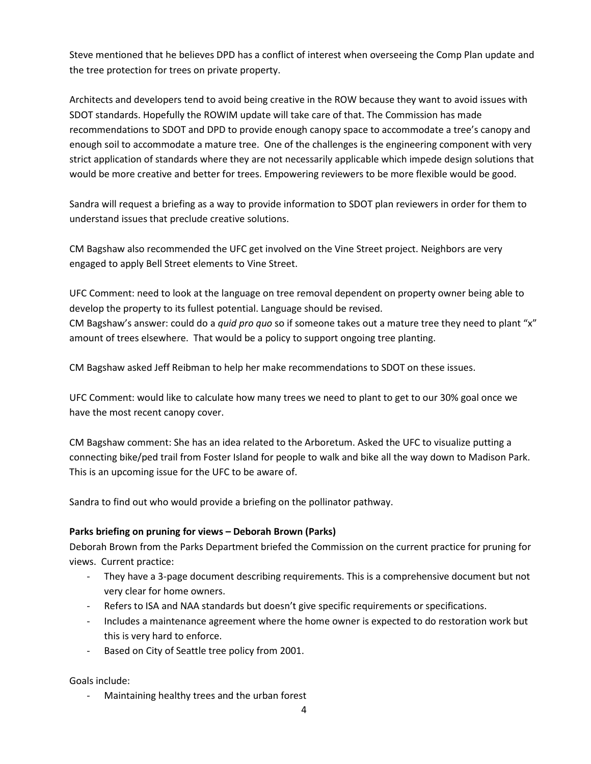Steve mentioned that he believes DPD has a conflict of interest when overseeing the Comp Plan update and the tree protection for trees on private property.

Architects and developers tend to avoid being creative in the ROW because they want to avoid issues with SDOT standards. Hopefully the ROWIM update will take care of that. The Commission has made recommendations to SDOT and DPD to provide enough canopy space to accommodate a tree's canopy and enough soil to accommodate a mature tree. One of the challenges is the engineering component with very strict application of standards where they are not necessarily applicable which impede design solutions that would be more creative and better for trees. Empowering reviewers to be more flexible would be good.

Sandra will request a briefing as a way to provide information to SDOT plan reviewers in order for them to understand issues that preclude creative solutions.

CM Bagshaw also recommended the UFC get involved on the Vine Street project. Neighbors are very engaged to apply Bell Street elements to Vine Street.

UFC Comment: need to look at the language on tree removal dependent on property owner being able to develop the property to its fullest potential. Language should be revised.
CM Bagshaw's answer: could do a *quid pro quo* so if someone takes out a mature tree they need to plant "x" amount of trees elsewhere. That would be a policy to support ongoing tree planting.

CM Bagshaw asked Jeff Reibman to help her make recommendations to SDOT on these issues.

UFC Comment: would like to calculate how many trees we need to plant to get to our 30% goal once we have the most recent canopy cover.

CM Bagshaw comment: She has an idea related to the Arboretum. Asked the UFC to visualize putting a connecting bike/ped trail from Foster Island for people to walk and bike all the way down to Madison Park. This is an upcoming issue for the UFC to be aware of.

Sandra to find out who would provide a briefing on the pollinator pathway.

**Parks briefing on pruning for views – Deborah Brown (Parks)**

Deborah Brown from the Parks Department briefed the Commission on the current practice for pruning for views. Current practice:

- They have a 3-page document describing requirements. This is a comprehensive document but not very clear for home owners.
- Refers to ISA and NAA standards but doesn't give specific requirements or specifications.
- Includes a maintenance agreement where the home owner is expected to do restoration work but this is very hard to enforce.
- Based on City of Seattle tree policy from 2001.

Goals include:

- Maintaining healthy trees and the urban forest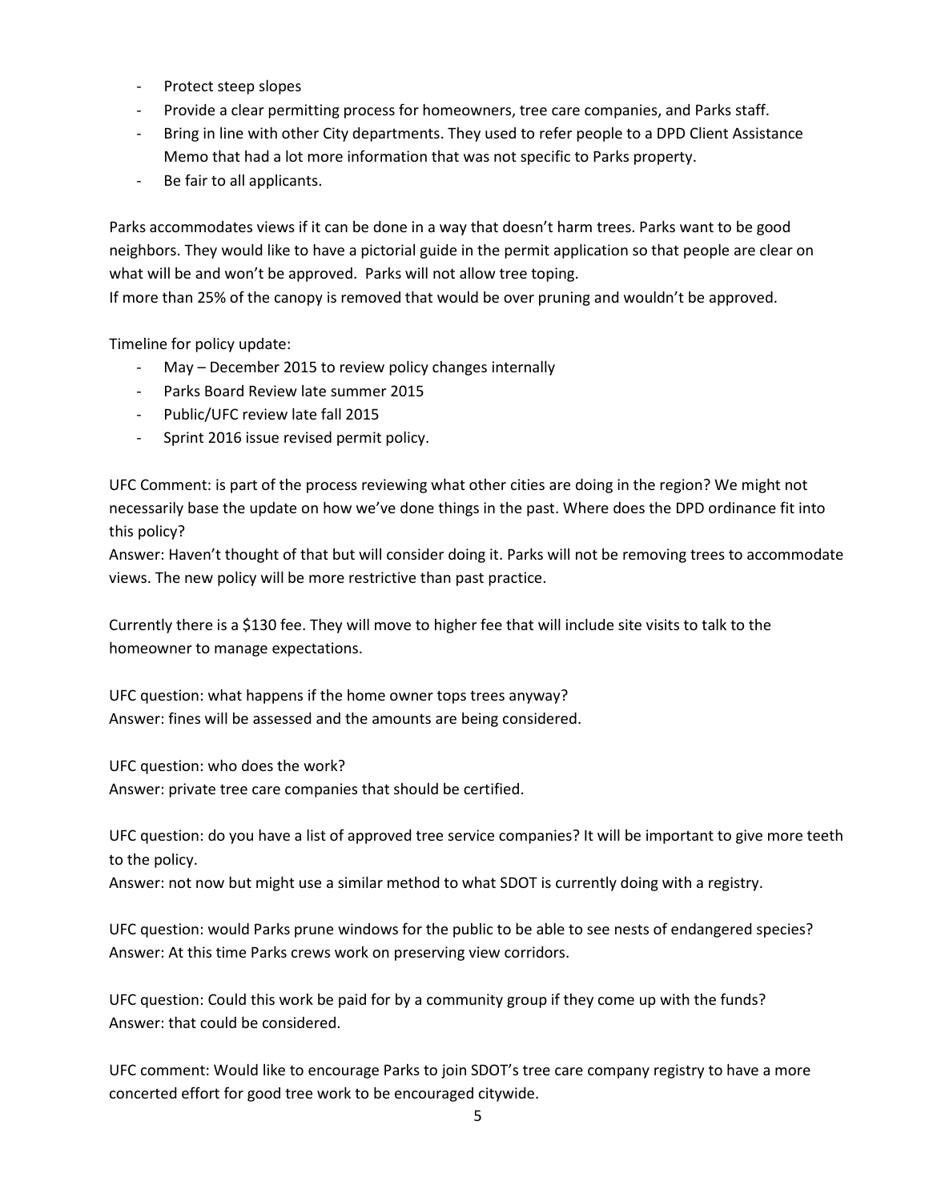- Protect steep slopes
- Provide a clear permitting process for homeowners, tree care companies, and Parks staff.
- Bring in line with other City departments. They used to refer people to a DPD Client Assistance Memo that had a lot more information that was not specific to Parks property.
- Be fair to all applicants.

Parks accommodates views if it can be done in a way that doesn't harm trees. Parks want to be good neighbors. They would like to have a pictorial guide in the permit application so that people are clear on what will be and won't be approved. Parks will not allow tree toping.
If more than 25% of the canopy is removed that would be over pruning and wouldn't be approved.

Timeline for policy update:

- May – December 2015 to review policy changes internally
- Parks Board Review late summer 2015
- Public/UFC review late fall 2015
- Sprint 2016 issue revised permit policy.

UFC Comment: is part of the process reviewing what other cities are doing in the region? We might not necessarily base the update on how we've done things in the past. Where does the DPD ordinance fit into this policy?
Answer: Haven't thought of that but will consider doing it. Parks will not be removing trees to accommodate views. The new policy will be more restrictive than past practice.

Currently there is a $130 fee. They will move to higher fee that will include site visits to talk to the homeowner to manage expectations.

UFC question: what happens if the home owner tops trees anyway?
Answer: fines will be assessed and the amounts are being considered.

UFC question: who does the work?
Answer: private tree care companies that should be certified.

UFC question: do you have a list of approved tree service companies? It will be important to give more teeth to the policy.
Answer: not now but might use a similar method to what SDOT is currently doing with a registry.

UFC question: would Parks prune windows for the public to be able to see nests of endangered species?
Answer: At this time Parks crews work on preserving view corridors.

UFC question: Could this work be paid for by a community group if they come up with the funds?
Answer: that could be considered.

UFC comment: Would like to encourage Parks to join SDOT's tree care company registry to have a more concerted effort for good tree work to be encouraged citywide.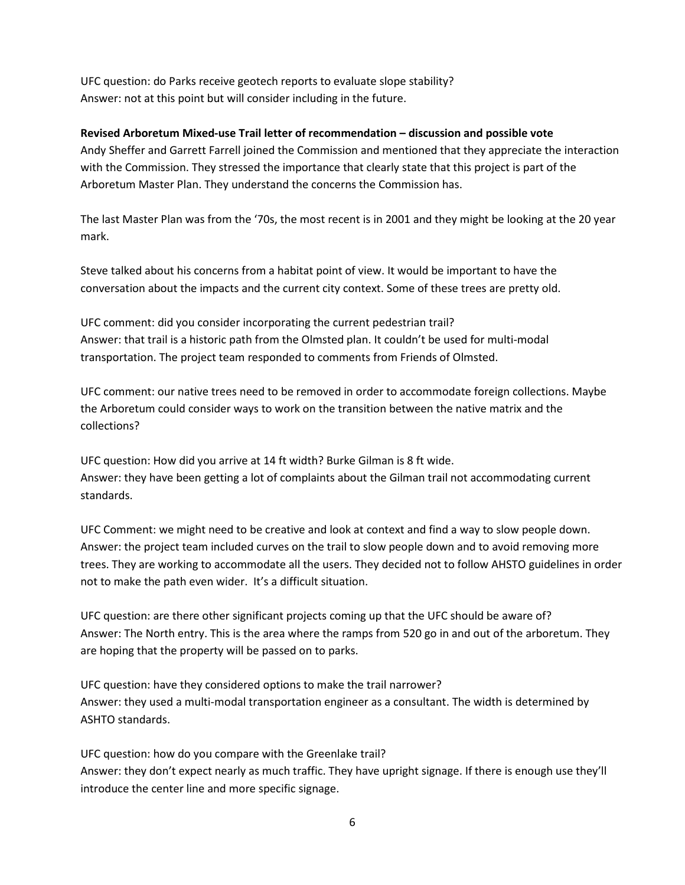UFC question: do Parks receive geotech reports to evaluate slope stability?
Answer: not at this point but will consider including in the future.

**Revised Arboretum Mixed-use Trail letter of recommendation – discussion and possible vote**

Andy Sheffer and Garrett Farrell joined the Commission and mentioned that they appreciate the interaction with the Commission. They stressed the importance that clearly state that this project is part of the Arboretum Master Plan. They understand the concerns the Commission has.

The last Master Plan was from the '70s, the most recent is in 2001 and they might be looking at the 20 year mark.

Steve talked about his concerns from a habitat point of view. It would be important to have the conversation about the impacts and the current city context. Some of these trees are pretty old.

UFC comment: did you consider incorporating the current pedestrian trail?
Answer: that trail is a historic path from the Olmsted plan. It couldn't be used for multi-modal transportation. The project team responded to comments from Friends of Olmsted.

UFC comment: our native trees need to be removed in order to accommodate foreign collections. Maybe the Arboretum could consider ways to work on the transition between the native matrix and the collections?

UFC question: How did you arrive at 14 ft width? Burke Gilman is 8 ft wide.
Answer: they have been getting a lot of complaints about the Gilman trail not accommodating current standards.

UFC Comment: we might need to be creative and look at context and find a way to slow people down.
Answer: the project team included curves on the trail to slow people down and to avoid removing more trees. They are working to accommodate all the users. They decided not to follow AHSTO guidelines in order not to make the path even wider. It's a difficult situation.

UFC question: are there other significant projects coming up that the UFC should be aware of?
Answer: The North entry. This is the area where the ramps from 520 go in and out of the arboretum. They are hoping that the property will be passed on to parks.

UFC question: have they considered options to make the trail narrower?
Answer: they used a multi-modal transportation engineer as a consultant. The width is determined by ASHTO standards.

UFC question: how do you compare with the Greenlake trail?
Answer: they don't expect nearly as much traffic. They have upright signage. If there is enough use they'll introduce the center line and more specific signage.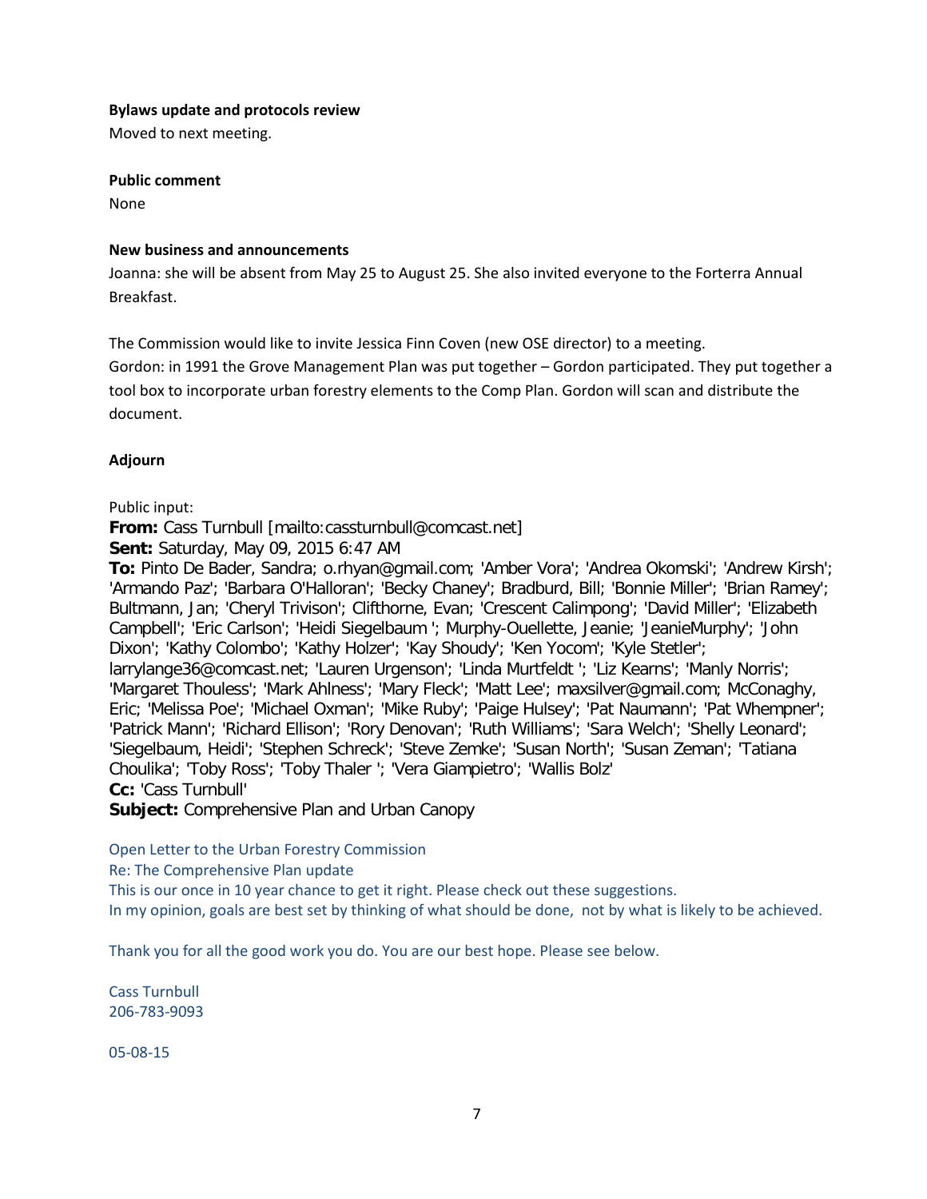**Bylaws update and protocols review**

Moved to next meeting.

**Public comment**

None

**New business and announcements**

Joanna: she will be absent from May 25 to August 25. She also invited everyone to the Forterra Annual Breakfast.

The Commission would like to invite Jessica Finn Coven (new OSE director) to a meeting.

Gordon: in 1991 the Grove Management Plan was put together – Gordon participated. They put together a tool box to incorporate urban forestry elements to the Comp Plan. Gordon will scan and distribute the document.

**Adjourn**

Public input:

**From:** Cass Turnbull [mailto:cassturnbull@comcast.net]
**Sent:** Saturday, May 09, 2015 6:47 AM
**To:** Pinto De Bader, Sandra; o.rhyan@gmail.com; 'Amber Vora'; 'Andrea Okomski'; 'Andrew Kirsh'; 'Armando Paz'; 'Barbara O'Halloran'; 'Becky Chaney'; Bradburd, Bill; 'Bonnie Miller'; 'Brian Ramey'; Bultmann, Jan; 'Cheryl Trivison'; Clifthorne, Evan; 'Crescent Calimpong'; 'David Miller'; 'Elizabeth Campbell'; 'Eric Carlson'; 'Heidi Siegelbaum '; Murphy-Ouellette, Jeanie; 'JeanieMurphy'; 'John Dixon'; 'Kathy Colombo'; 'Kathy Holzer'; 'Kay Shoudy'; 'Ken Yocom'; 'Kyle Stetler'; larrylange36@comcast.net; 'Lauren Urgenson'; 'Linda Murtfeldt '; 'Liz Kearns'; 'Manly Norris'; 'Margaret Thouless'; 'Mark Ahlness'; 'Mary Fleck'; 'Matt Lee'; maxsilver@gmail.com; McConaghy, Eric; 'Melissa Poe'; 'Michael Oxman'; 'Mike Ruby'; 'Paige Hulsey'; 'Pat Naumann'; 'Pat Whempner'; 'Patrick Mann'; 'Richard Ellison'; 'Rory Denovan'; 'Ruth Williams'; 'Sara Welch'; 'Shelly Leonard'; 'Siegelbaum, Heidi'; 'Stephen Schreck'; 'Steve Zemke'; 'Susan North'; 'Susan Zeman'; 'Tatiana Choulika'; 'Toby Ross'; 'Toby Thaler '; 'Vera Giampietro'; 'Wallis Bolz'
**Cc:** 'Cass Turnbull'
**Subject:** Comprehensive Plan and Urban Canopy

Open Letter to the Urban Forestry Commission
Re: The Comprehensive Plan update
This is our once in 10 year chance to get it right. Please check out these suggestions.
In my opinion, goals are best set by thinking of what should be done, not by what is likely to be achieved.

Thank you for all the good work you do. You are our best hope. Please see below.

Cass Turnbull
206-783-9093

05-08-15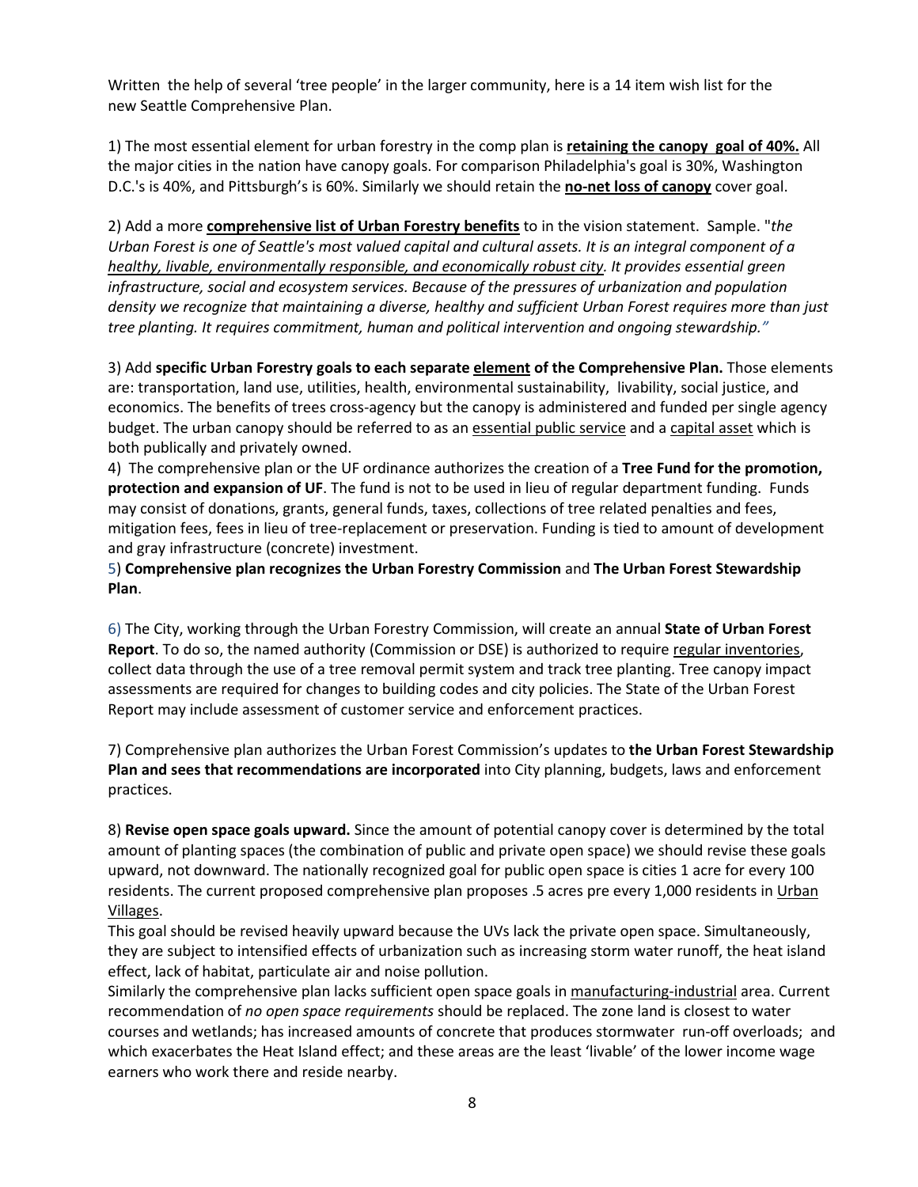Written  the help of several 'tree people' in the larger community, here is a 14 item wish list for the new Seattle Comprehensive Plan.

1) The most essential element for urban forestry in the comp plan is **retaining the canopy  goal of 40%.** All the major cities in the nation have canopy goals. For comparison Philadelphia's goal is 30%, Washington D.C.'s is 40%, and Pittsburgh's is 60%. Similarly we should retain the **no-net loss of canopy** cover goal.

2) Add a more **comprehensive list of Urban Forestry benefits** to in the vision statement.  Sample. "*the Urban Forest is one of Seattle's most valued capital and cultural assets. It is an integral component of a healthy, livable, environmentally responsible, and economically robust city. It provides essential green infrastructure, social and ecosystem services. Because of the pressures of urbanization and population density we recognize that maintaining a diverse, healthy and sufficient Urban Forest requires more than just tree planting. It requires commitment, human and political intervention and ongoing stewardship."*

3) Add **specific Urban Forestry goals to each separate element of the Comprehensive Plan.** Those elements are: transportation, land use, utilities, health, environmental sustainability,  livability, social justice, and economics. The benefits of trees cross-agency but the canopy is administered and funded per single agency budget. The urban canopy should be referred to as an essential public service and a capital asset which is both publically and privately owned.

4)  The comprehensive plan or the UF ordinance authorizes the creation of a **Tree Fund for the promotion, protection and expansion of UF**. The fund is not to be used in lieu of regular department funding.  Funds may consist of donations, grants, general funds, taxes, collections of tree related penalties and fees, mitigation fees, fees in lieu of tree-replacement or preservation. Funding is tied to amount of development and gray infrastructure (concrete) investment.

5) **Comprehensive plan recognizes the Urban Forestry Commission** and **The Urban Forest Stewardship Plan**.

6) The City, working through the Urban Forestry Commission, will create an annual **State of Urban Forest Report**. To do so, the named authority (Commission or DSE) is authorized to require regular inventories, collect data through the use of a tree removal permit system and track tree planting. Tree canopy impact assessments are required for changes to building codes and city policies. The State of the Urban Forest Report may include assessment of customer service and enforcement practices.

7) Comprehensive plan authorizes the Urban Forest Commission's updates to **the Urban Forest Stewardship Plan and sees that recommendations are incorporated** into City planning, budgets, laws and enforcement practices.

8) **Revise open space goals upward.** Since the amount of potential canopy cover is determined by the total amount of planting spaces (the combination of public and private open space) we should revise these goals upward, not downward. The nationally recognized goal for public open space is cities 1 acre for every 100 residents. The current proposed comprehensive plan proposes .5 acres pre every 1,000 residents in Urban Villages.

This goal should be revised heavily upward because the UVs lack the private open space. Simultaneously, they are subject to intensified effects of urbanization such as increasing storm water runoff, the heat island effect, lack of habitat, particulate air and noise pollution.

Similarly the comprehensive plan lacks sufficient open space goals in manufacturing-industrial area. Current recommendation of *no open space requirements* should be replaced. The zone land is closest to water courses and wetlands; has increased amounts of concrete that produces stormwater  run-off overloads;  and which exacerbates the Heat Island effect; and these areas are the least 'livable' of the lower income wage earners who work there and reside nearby.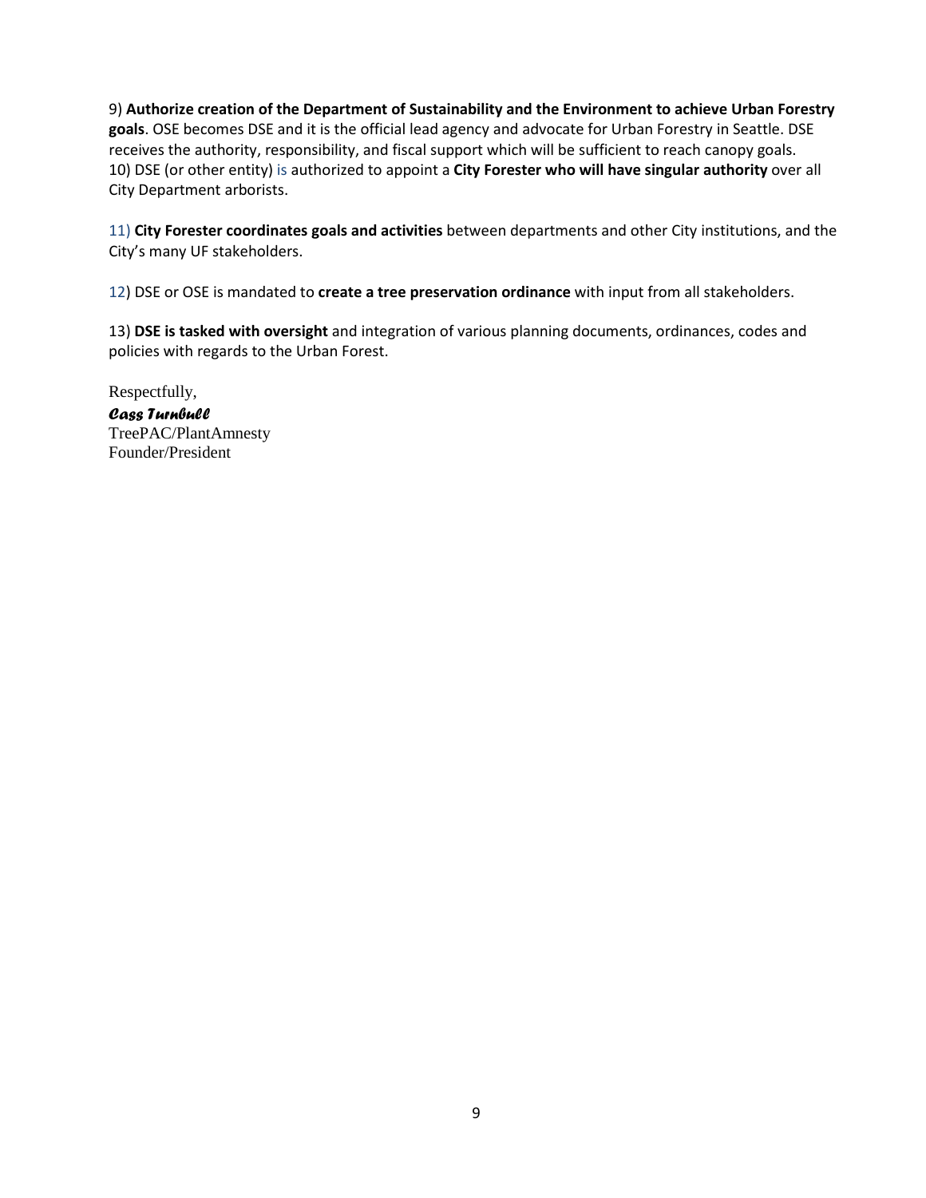9) **Authorize creation of the Department of Sustainability and the Environment to achieve Urban Forestry goals**. OSE becomes DSE and it is the official lead agency and advocate for Urban Forestry in Seattle. DSE receives the authority, responsibility, and fiscal support which will be sufficient to reach canopy goals.
10) DSE (or other entity) is authorized to appoint a **City Forester who will have singular authority** over all City Department arborists.

11) **City Forester coordinates goals and activities** between departments and other City institutions, and the City's many UF stakeholders.

12) DSE or OSE is mandated to **create a tree preservation ordinance** with input from all stakeholders.

13) **DSE is tasked with oversight** and integration of various planning documents, ordinances, codes and policies with regards to the Urban Forest.

Respectfully,
***Cass Turnbull***
TreePAC/PlantAmnesty
Founder/President